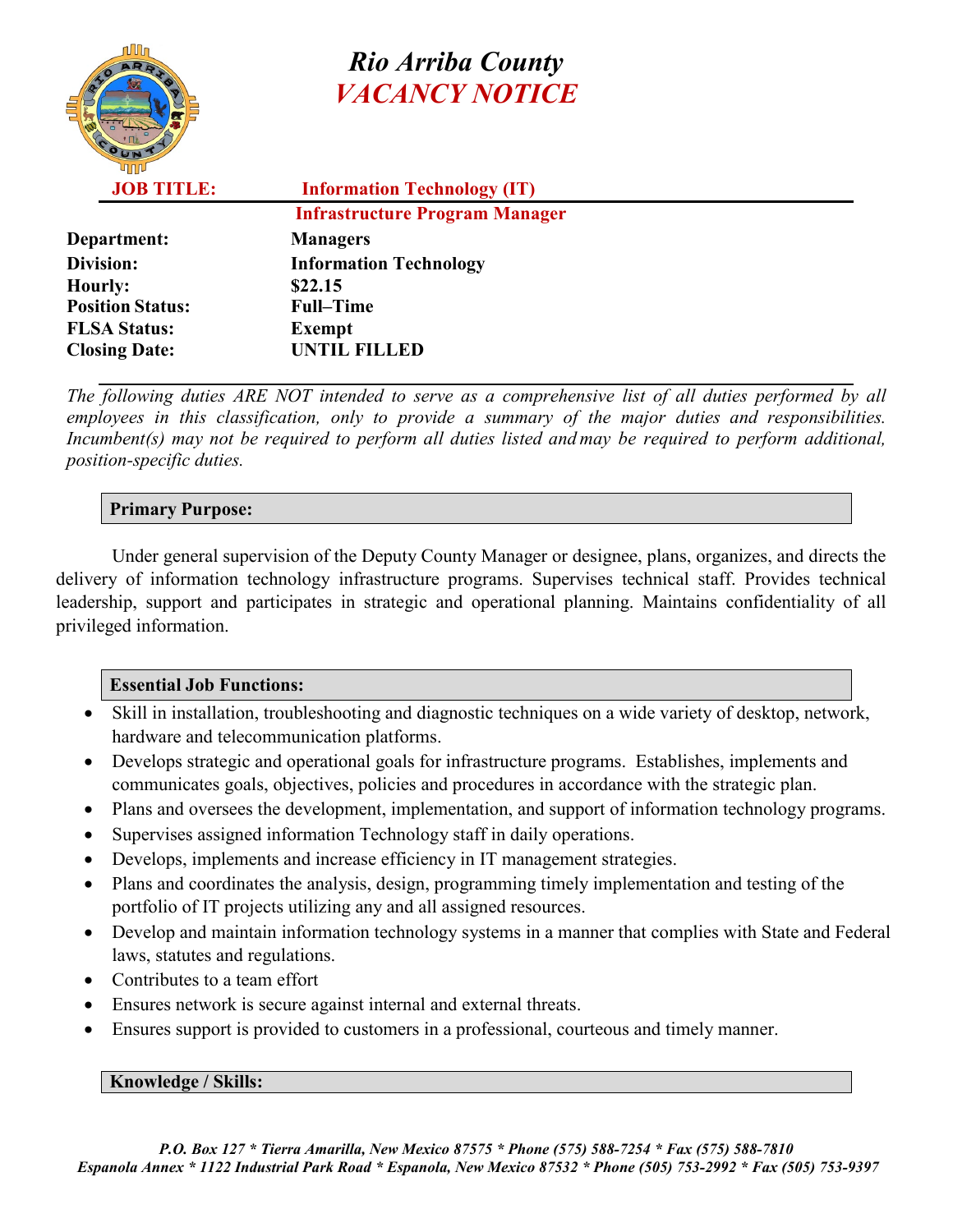# Rio Arriba County
## VACANCY NOTICE

| | |
|---|---|
| **JOB TITLE:** | **Information Technology (IT) Infrastructure Program Manager** |
| **Department:** | **Managers** |
| **Division:** | **Information Technology** |
| **Hourly:** | **$22.15** |
| **Position Status:** | **Full–Time** |
| **FLSA Status:** | **Exempt** |
| **Closing Date:** | **UNTIL FILLED** |

*The following duties ARE NOT intended to serve as a comprehensive list of all duties performed by all employees in this classification, only to provide a summary of the major duties and responsibilities. Incumbent(s) may not be required to perform all duties listed and may be required to perform additional, position-specific duties.*

### Primary Purpose:

Under general supervision of the Deputy County Manager or designee, plans, organizes, and directs the delivery of information technology infrastructure programs. Supervises technical staff. Provides technical leadership, support and participates in strategic and operational planning. Maintains confidentiality of all privileged information.

### Essential Job Functions:

- Skill in installation, troubleshooting and diagnostic techniques on a wide variety of desktop, network, hardware and telecommunication platforms.
- Develops strategic and operational goals for infrastructure programs. Establishes, implements and communicates goals, objectives, policies and procedures in accordance with the strategic plan.
- Plans and oversees the development, implementation, and support of information technology programs.
- Supervises assigned information Technology staff in daily operations.
- Develops, implements and increase efficiency in IT management strategies.
- Plans and coordinates the analysis, design, programming timely implementation and testing of the portfolio of IT projects utilizing any and all assigned resources.
- Develop and maintain information technology systems in a manner that complies with State and Federal laws, statutes and regulations.
- Contributes to a team effort
- Ensures network is secure against internal and external threats.
- Ensures support is provided to customers in a professional, courteous and timely manner.

### Knowledge / Skills:

*P.O. Box 127 * Tierra Amarilla, New Mexico 87575 * Phone (575) 588-7254 * Fax (575) 588-7810*
*Espanola Annex * 1122 Industrial Park Road * Espanola, New Mexico 87532 * Phone (505) 753-2992 * Fax (505) 753-9397*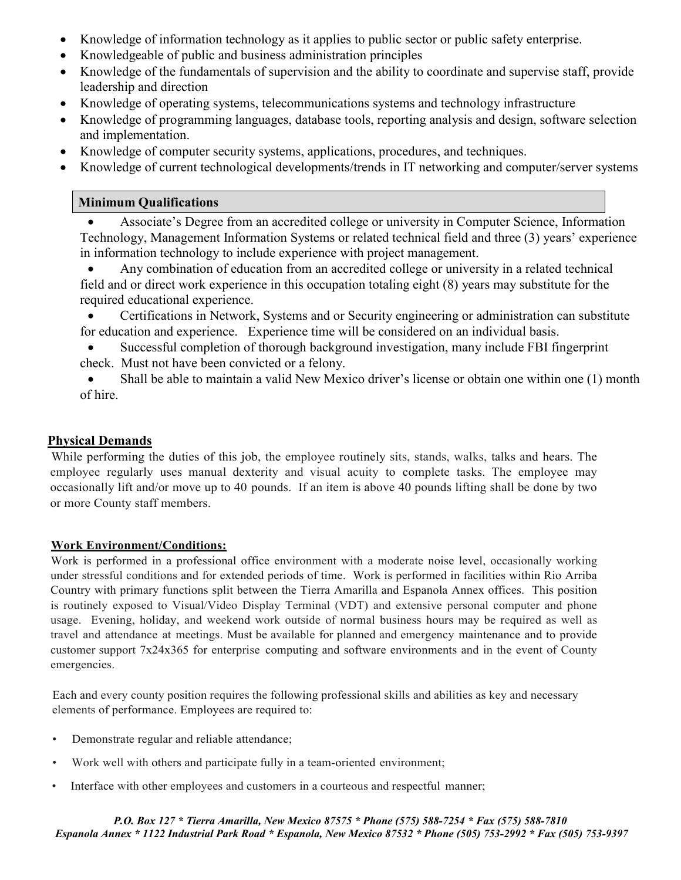- Knowledge of information technology as it applies to public sector or public safety enterprise.
- Knowledgeable of public and business administration principles
- Knowledge of the fundamentals of supervision and the ability to coordinate and supervise staff, provide leadership and direction
- Knowledge of operating systems, telecommunications systems and technology infrastructure
- Knowledge of programming languages, database tools, reporting analysis and design, software selection and implementation.
- Knowledge of computer security systems, applications, procedures, and techniques.
- Knowledge of current technological developments/trends in IT networking and computer/server systems

**Minimum Qualifications**

- Associate's Degree from an accredited college or university in Computer Science, Information Technology, Management Information Systems or related technical field and three (3) years' experience in information technology to include experience with project management.
- Any combination of education from an accredited college or university in a related technical field and or direct work experience in this occupation totaling eight (8) years may substitute for the required educational experience.
- Certifications in Network, Systems and or Security engineering or administration can substitute for education and experience. Experience time will be considered on an individual basis.
- Successful completion of thorough background investigation, many include FBI fingerprint check. Must not have been convicted or a felony.
- Shall be able to maintain a valid New Mexico driver's license or obtain one within one (1) month of hire.

**Physical Demands**

While performing the duties of this job, the employee routinely sits, stands, walks, talks and hears. The employee regularly uses manual dexterity and visual acuity to complete tasks. The employee may occasionally lift and/or move up to 40 pounds. If an item is above 40 pounds lifting shall be done by two or more County staff members.

**Work Environment/Conditions:**

Work is performed in a professional office environment with a moderate noise level, occasionally working under stressful conditions and for extended periods of time. Work is performed in facilities within Rio Arriba Country with primary functions split between the Tierra Amarilla and Espanola Annex offices. This position is routinely exposed to Visual/Video Display Terminal (VDT) and extensive personal computer and phone usage. Evening, holiday, and weekend work outside of normal business hours may be required as well as travel and attendance at meetings. Must be available for planned and emergency maintenance and to provide customer support 7x24x365 for enterprise computing and software environments and in the event of County emergencies.

Each and every county position requires the following professional skills and abilities as key and necessary elements of performance. Employees are required to:

- Demonstrate regular and reliable attendance;
- Work well with others and participate fully in a team-oriented environment;
- Interface with other employees and customers in a courteous and respectful manner;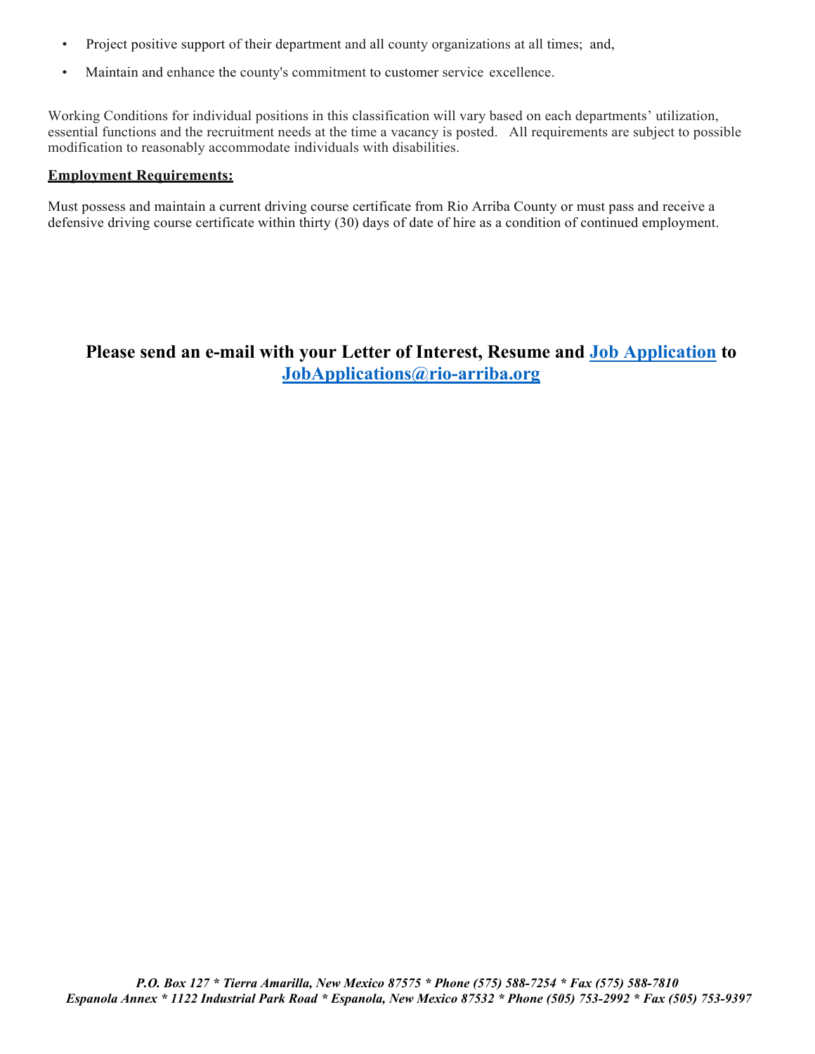- Project positive support of their department and all county organizations at all times; and,
- Maintain and enhance the county's commitment to customer service excellence.

Working Conditions for individual positions in this classification will vary based on each departments' utilization, essential functions and the recruitment needs at the time a vacancy is posted. All requirements are subject to possible modification to reasonably accommodate individuals with disabilities.

**Employment Requirements:**

Must possess and maintain a current driving course certificate from Rio Arriba County or must pass and receive a defensive driving course certificate within thirty (30) days of date of hire as a condition of continued employment.

**Please send an e-mail with your Letter of Interest, Resume and Job Application to JobApplications@rio-arriba.org**

***P.O. Box 127 * Tierra Amarilla, New Mexico 87575 * Phone (575) 588-7254 * Fax (575) 588-7810***
***Espanola Annex * 1122 Industrial Park Road * Espanola, New Mexico 87532 * Phone (505) 753-2992 * Fax (505) 753-9397***